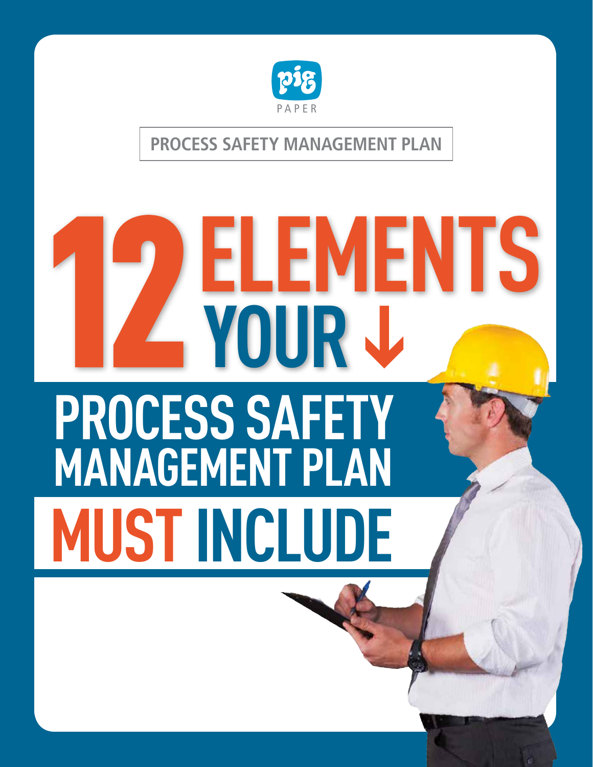pig

PAPER

PROCESS SAFETY MANAGEMENT PLAN

# 12 ELEMENTS YOUR ↓ PROCESS SAFETY MANAGEMENT PLAN MUST INCLUDE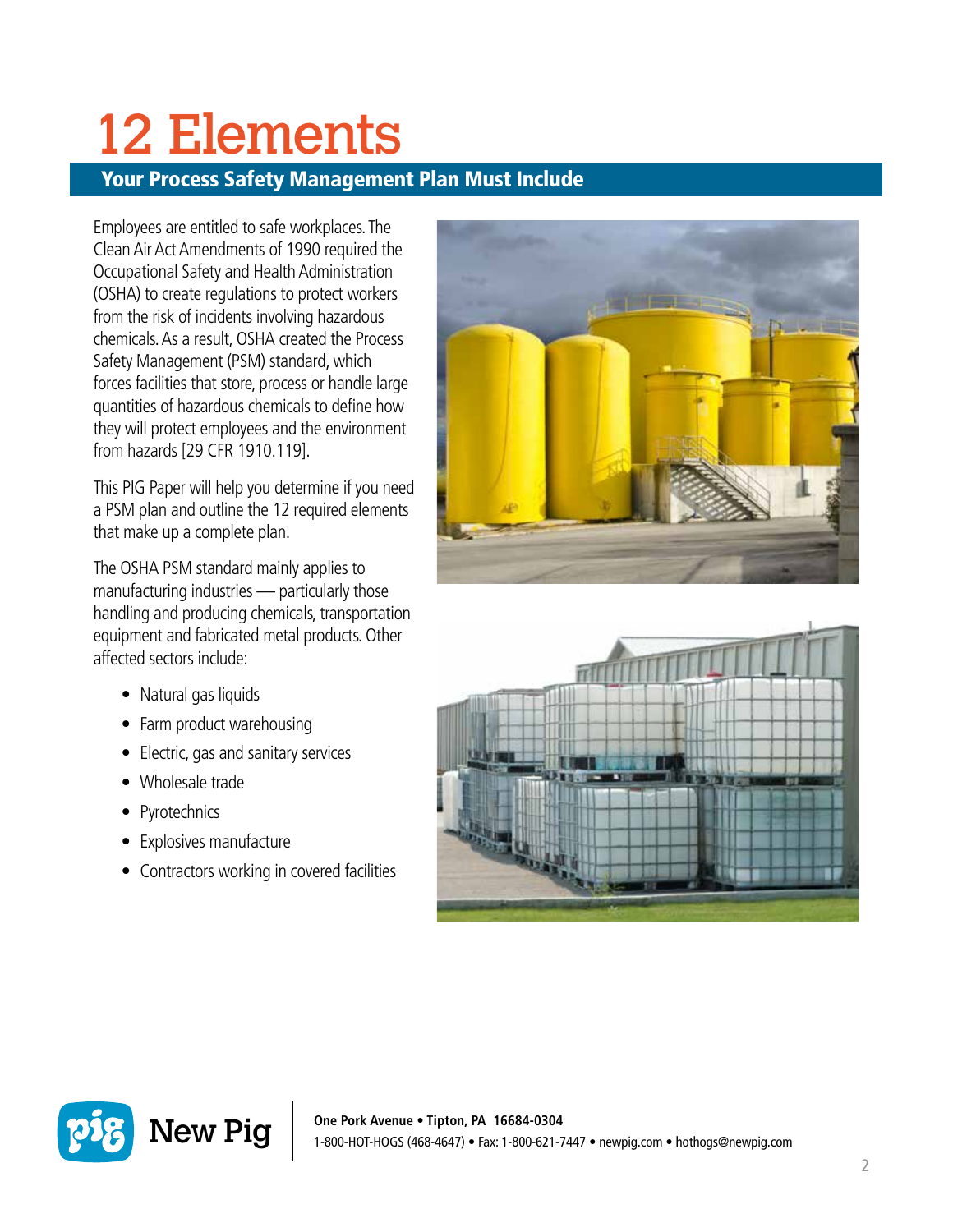# 12 Elements

## Your Process Safety Management Plan Must Include

Employees are entitled to safe workplaces. The Clean Air Act Amendments of 1990 required the Occupational Safety and Health Administration (OSHA) to create regulations to protect workers from the risk of incidents involving hazardous chemicals. As a result, OSHA created the Process Safety Management (PSM) standard, which forces facilities that store, process or handle large quantities of hazardous chemicals to define how they will protect employees and the environment from hazards [29 CFR 1910.119].

This PIG Paper will help you determine if you need a PSM plan and outline the 12 required elements that make up a complete plan.

The OSHA PSM standard mainly applies to manufacturing industries — particularly those handling and producing chemicals, transportation equipment and fabricated metal products. Other affected sectors include:

- Natural gas liquids
- Farm product warehousing
- Electric, gas and sanitary services
- Wholesale trade
- Pyrotechnics
- Explosives manufacture
- Contractors working in covered facilities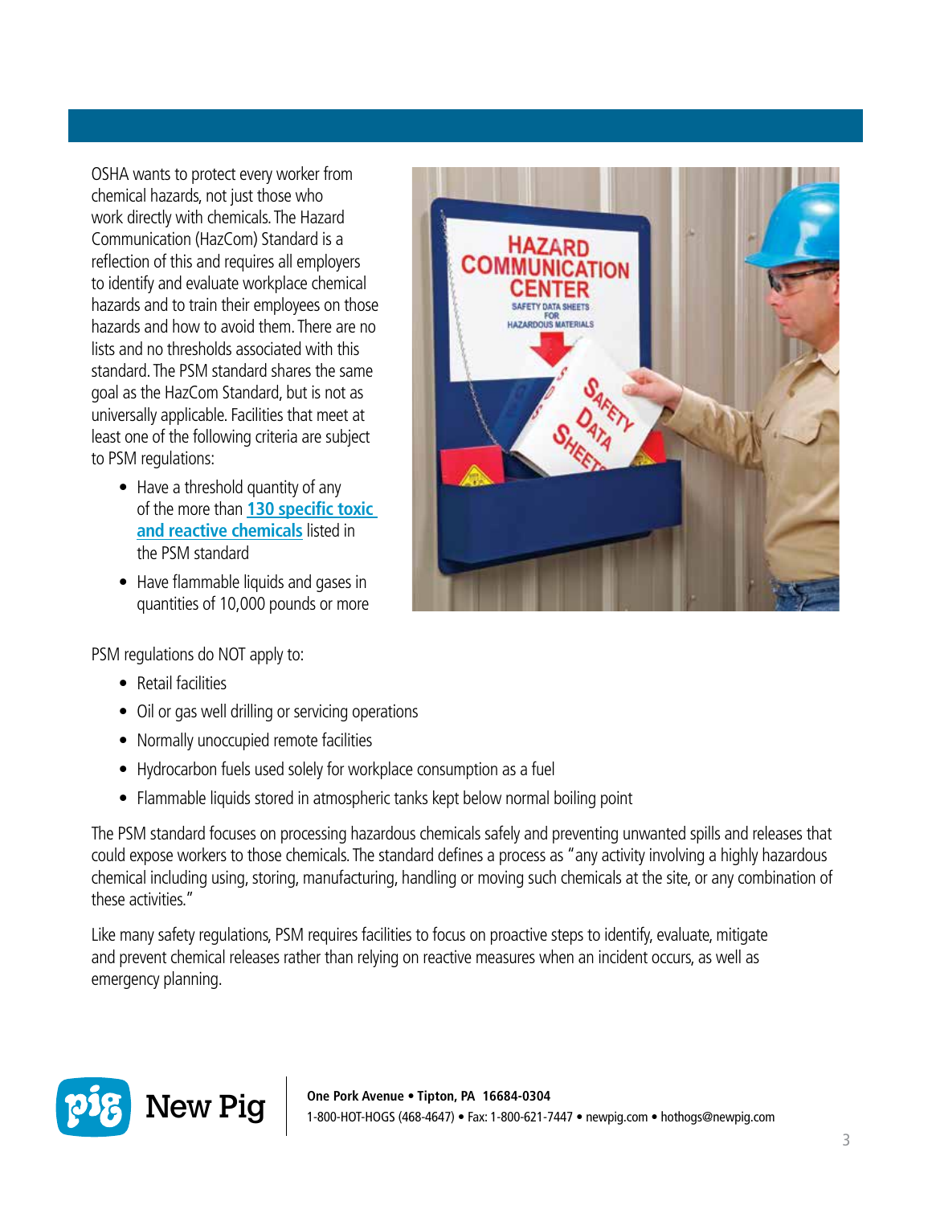OSHA wants to protect every worker from chemical hazards, not just those who work directly with chemicals. The Hazard Communication (HazCom) Standard is a reflection of this and requires all employers to identify and evaluate workplace chemical hazards and to train their employees on those hazards and how to avoid them. There are no lists and no thresholds associated with this standard. The PSM standard shares the same goal as the HazCom Standard, but is not as universally applicable. Facilities that meet at least one of the following criteria are subject to PSM regulations:

- Have a threshold quantity of any of the more than **130 specific toxic and reactive chemicals** listed in the PSM standard
- Have flammable liquids and gases in quantities of 10,000 pounds or more

PSM regulations do NOT apply to:

- Retail facilities
- Oil or gas well drilling or servicing operations
- Normally unoccupied remote facilities
- Hydrocarbon fuels used solely for workplace consumption as a fuel
- Flammable liquids stored in atmospheric tanks kept below normal boiling point

The PSM standard focuses on processing hazardous chemicals safely and preventing unwanted spills and releases that could expose workers to those chemicals. The standard defines a process as "any activity involving a highly hazardous chemical including using, storing, manufacturing, handling or moving such chemicals at the site, or any combination of these activities."

Like many safety regulations, PSM requires facilities to focus on proactive steps to identify, evaluate, mitigate and prevent chemical releases rather than relying on reactive measures when an incident occurs, as well as emergency planning.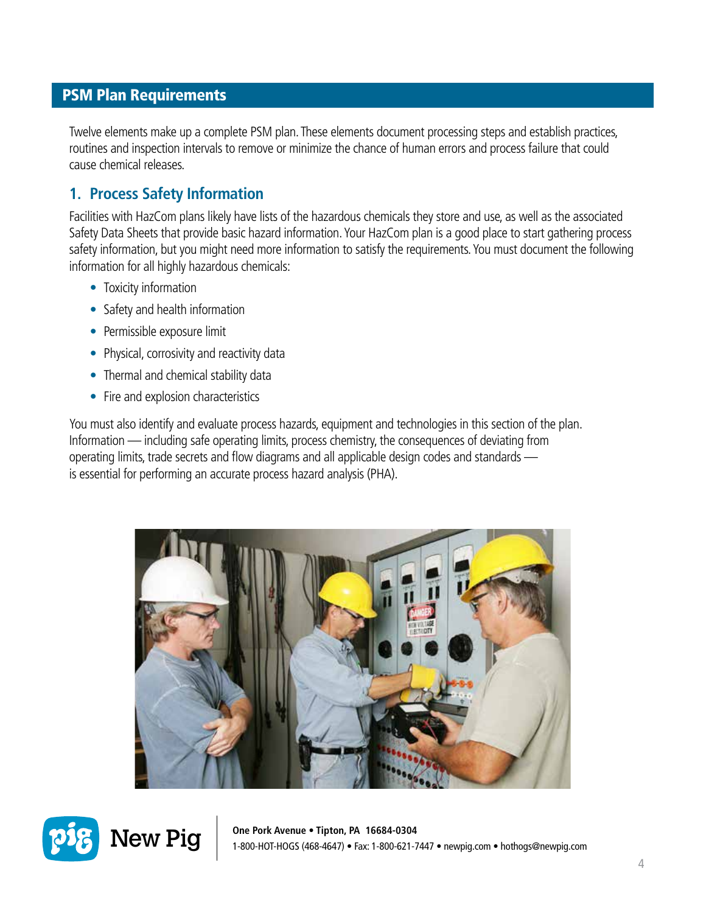## PSM Plan Requirements

Twelve elements make up a complete PSM plan. These elements document processing steps and establish practices, routines and inspection intervals to remove or minimize the chance of human errors and process failure that could cause chemical releases.

### 1. Process Safety Information

Facilities with HazCom plans likely have lists of the hazardous chemicals they store and use, as well as the associated Safety Data Sheets that provide basic hazard information. Your HazCom plan is a good place to start gathering process safety information, but you might need more information to satisfy the requirements. You must document the following information for all highly hazardous chemicals:

- Toxicity information
- Safety and health information
- Permissible exposure limit
- Physical, corrosivity and reactivity data
- Thermal and chemical stability data
- Fire and explosion characteristics

You must also identify and evaluate process hazards, equipment and technologies in this section of the plan. Information — including safe operating limits, process chemistry, the consequences of deviating from operating limits, trade secrets and flow diagrams and all applicable design codes and standards — is essential for performing an accurate process hazard analysis (PHA).

New Pig

One Pork Avenue • Tipton, PA 16684-0304
1-800-HOT-HOGS (468-4647) • Fax: 1-800-621-7447 • newpig.com • hothogs@newpig.com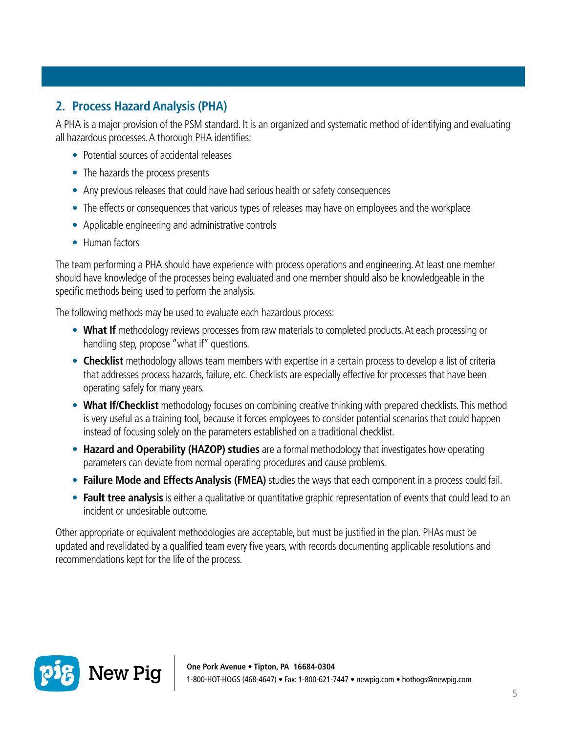## 2. Process Hazard Analysis (PHA)

A PHA is a major provision of the PSM standard. It is an organized and systematic method of identifying and evaluating all hazardous processes. A thorough PHA identifies:

- Potential sources of accidental releases
- The hazards the process presents
- Any previous releases that could have had serious health or safety consequences
- The effects or consequences that various types of releases may have on employees and the workplace
- Applicable engineering and administrative controls
- Human factors

The team performing a PHA should have experience with process operations and engineering. At least one member should have knowledge of the processes being evaluated and one member should also be knowledgeable in the specific methods being used to perform the analysis.

The following methods may be used to evaluate each hazardous process:

- **What If** methodology reviews processes from raw materials to completed products. At each processing or handling step, propose "what if" questions.
- **Checklist** methodology allows team members with expertise in a certain process to develop a list of criteria that addresses process hazards, failure, etc. Checklists are especially effective for processes that have been operating safely for many years.
- **What If/Checklist** methodology focuses on combining creative thinking with prepared checklists. This method is very useful as a training tool, because it forces employees to consider potential scenarios that could happen instead of focusing solely on the parameters established on a traditional checklist.
- **Hazard and Operability (HAZOP) studies** are a formal methodology that investigates how operating parameters can deviate from normal operating procedures and cause problems.
- **Failure Mode and Effects Analysis (FMEA)** studies the ways that each component in a process could fail.
- **Fault tree analysis** is either a qualitative or quantitative graphic representation of events that could lead to an incident or undesirable outcome.

Other appropriate or equivalent methodologies are acceptable, but must be justified in the plan. PHAs must be updated and revalidated by a qualified team every five years, with records documenting applicable resolutions and recommendations kept for the life of the process.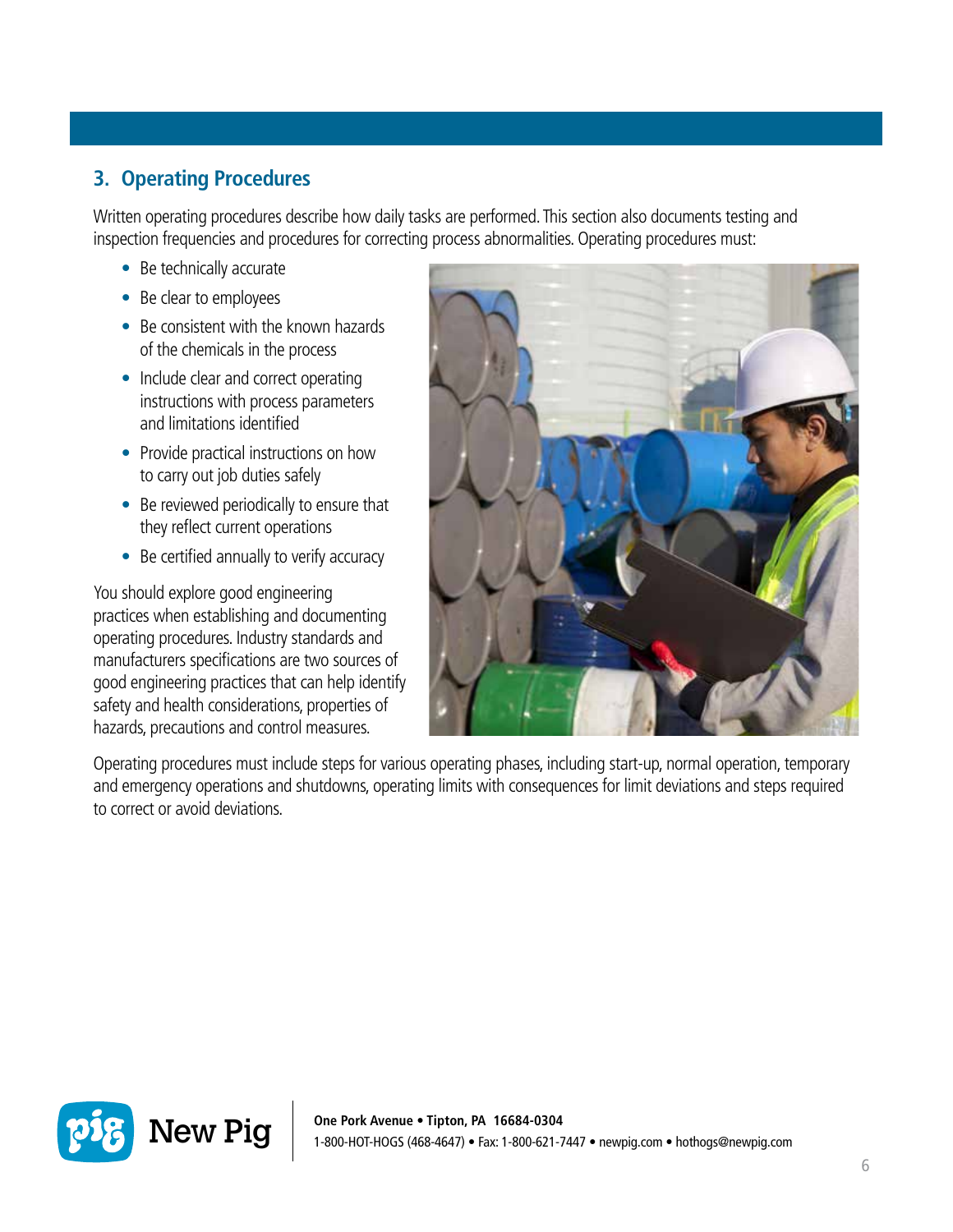## 3. Operating Procedures

Written operating procedures describe how daily tasks are performed. This section also documents testing and inspection frequencies and procedures for correcting process abnormalities. Operating procedures must:

- Be technically accurate
- Be clear to employees
- Be consistent with the known hazards of the chemicals in the process
- Include clear and correct operating instructions with process parameters and limitations identified
- Provide practical instructions on how to carry out job duties safely
- Be reviewed periodically to ensure that they reflect current operations
- Be certified annually to verify accuracy

You should explore good engineering practices when establishing and documenting operating procedures. Industry standards and manufacturers specifications are two sources of good engineering practices that can help identify safety and health considerations, properties of hazards, precautions and control measures.

Operating procedures must include steps for various operating phases, including start-up, normal operation, temporary and emergency operations and shutdowns, operating limits with consequences for limit deviations and steps required to correct or avoid deviations.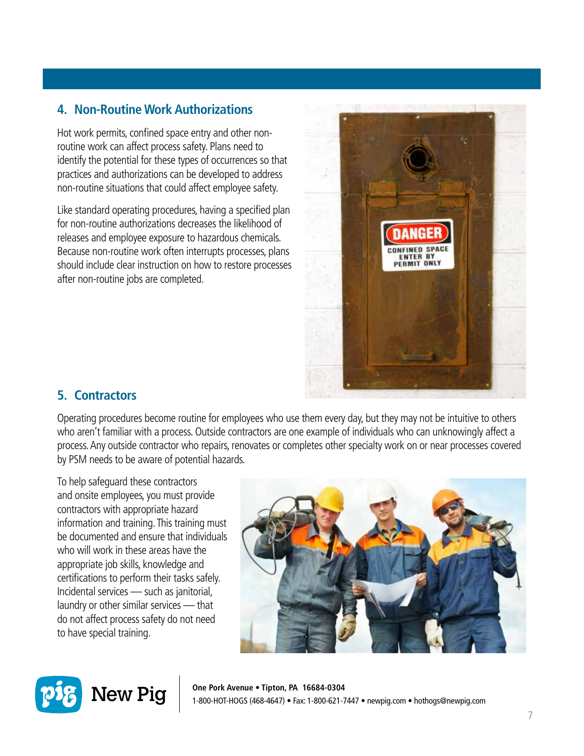## 4. Non-Routine Work Authorizations

Hot work permits, confined space entry and other non-routine work can affect process safety. Plans need to identify the potential for these types of occurrences so that practices and authorizations can be developed to address non-routine situations that could affect employee safety.

Like standard operating procedures, having a specified plan for non-routine authorizations decreases the likelihood of releases and employee exposure to hazardous chemicals. Because non-routine work often interrupts processes, plans should include clear instruction on how to restore processes after non-routine jobs are completed.

## 5. Contractors

Operating procedures become routine for employees who use them every day, but they may not be intuitive to others who aren't familiar with a process. Outside contractors are one example of individuals who can unknowingly affect a process. Any outside contractor who repairs, renovates or completes other specialty work on or near processes covered by PSM needs to be aware of potential hazards.

To help safeguard these contractors and onsite employees, you must provide contractors with appropriate hazard information and training. This training must be documented and ensure that individuals who will work in these areas have the appropriate job skills, knowledge and certifications to perform their tasks safely. Incidental services — such as janitorial, laundry or other similar services — that do not affect process safety do not need to have special training.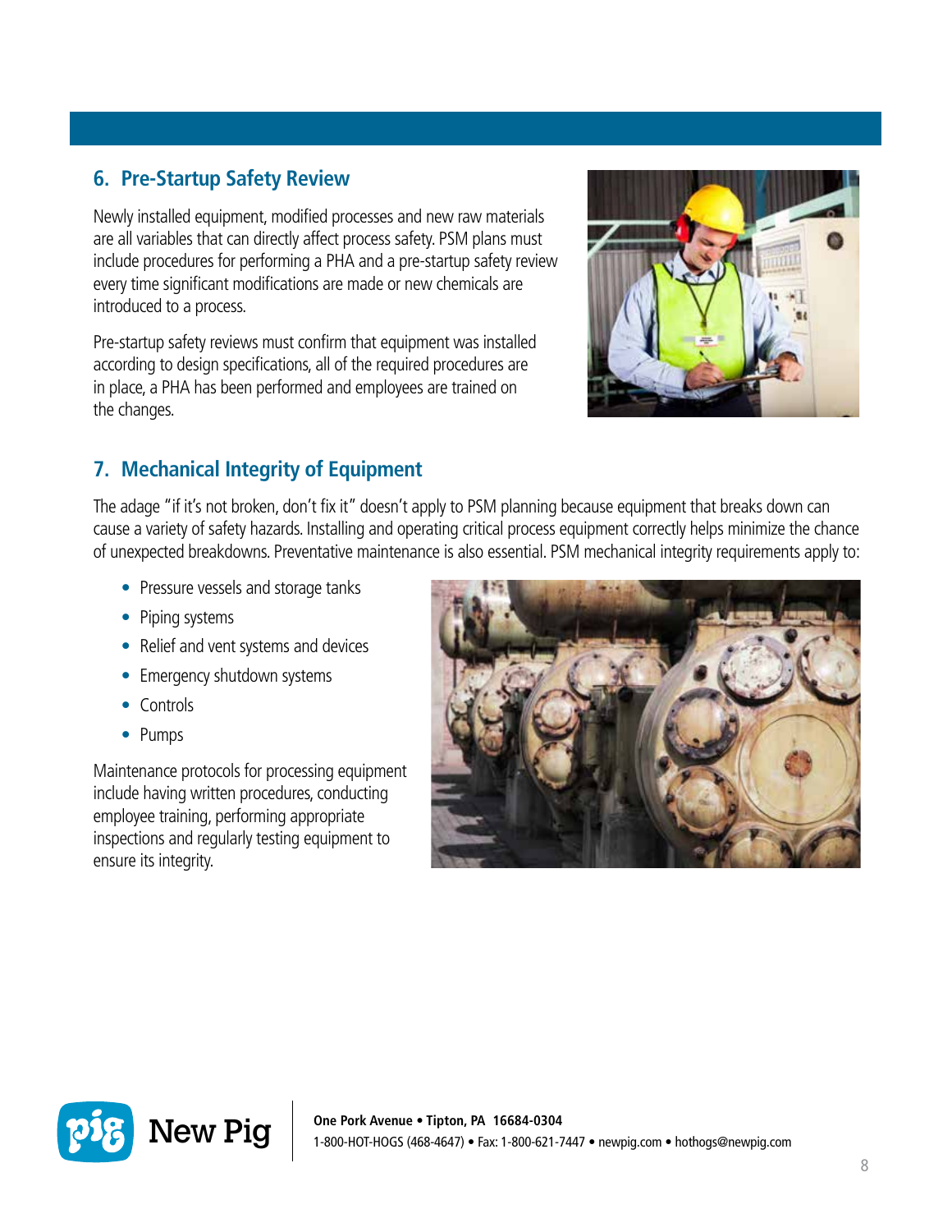## 6. Pre-Startup Safety Review

Newly installed equipment, modified processes and new raw materials are all variables that can directly affect process safety. PSM plans must include procedures for performing a PHA and a pre-startup safety review every time significant modifications are made or new chemicals are introduced to a process.

Pre-startup safety reviews must confirm that equipment was installed according to design specifications, all of the required procedures are in place, a PHA has been performed and employees are trained on the changes.

## 7. Mechanical Integrity of Equipment

The adage "if it's not broken, don't fix it" doesn't apply to PSM planning because equipment that breaks down can cause a variety of safety hazards. Installing and operating critical process equipment correctly helps minimize the chance of unexpected breakdowns. Preventative maintenance is also essential. PSM mechanical integrity requirements apply to:

- Pressure vessels and storage tanks
- Piping systems
- Relief and vent systems and devices
- Emergency shutdown systems
- Controls
- Pumps

Maintenance protocols for processing equipment include having written procedures, conducting employee training, performing appropriate inspections and regularly testing equipment to ensure its integrity.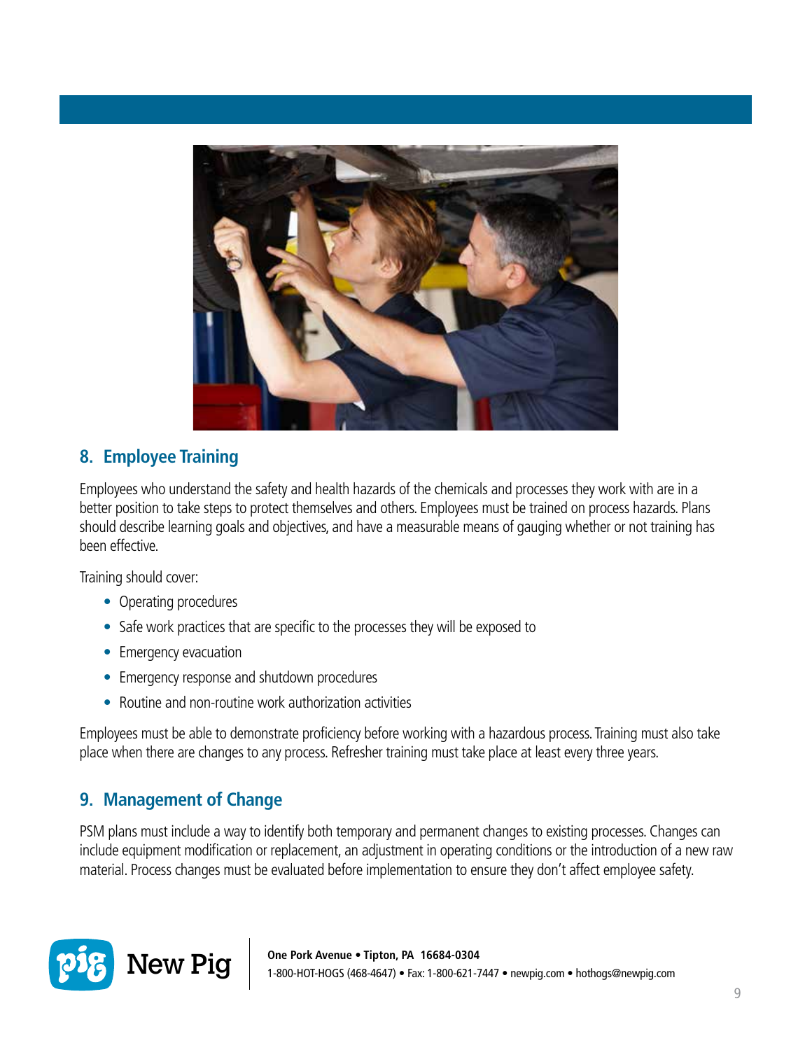## 8. Employee Training

Employees who understand the safety and health hazards of the chemicals and processes they work with are in a better position to take steps to protect themselves and others. Employees must be trained on process hazards. Plans should describe learning goals and objectives, and have a measurable means of gauging whether or not training has been effective.

Training should cover:

- Operating procedures
- Safe work practices that are specific to the processes they will be exposed to
- Emergency evacuation
- Emergency response and shutdown procedures
- Routine and non-routine work authorization activities

Employees must be able to demonstrate proficiency before working with a hazardous process. Training must also take place when there are changes to any process. Refresher training must take place at least every three years.

## 9. Management of Change

PSM plans must include a way to identify both temporary and permanent changes to existing processes. Changes can include equipment modification or replacement, an adjustment in operating conditions or the introduction of a new raw material. Process changes must be evaluated before implementation to ensure they don't affect employee safety.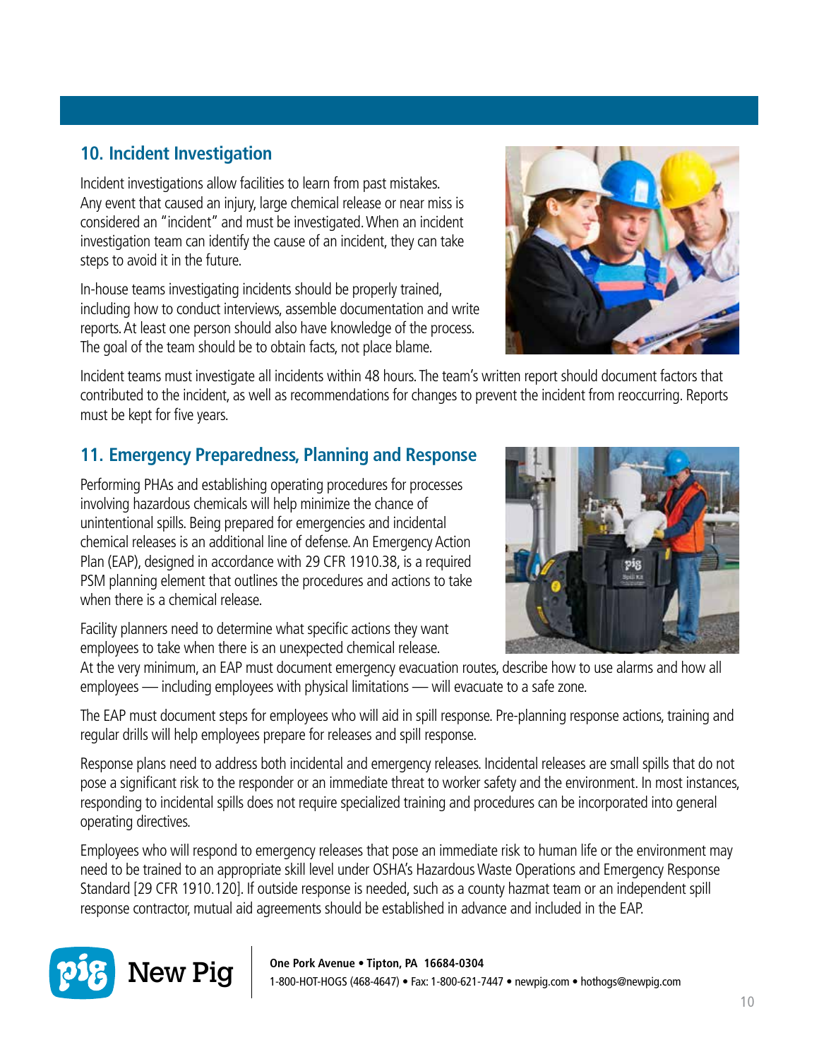## 10. Incident Investigation

Incident investigations allow facilities to learn from past mistakes. Any event that caused an injury, large chemical release or near miss is considered an "incident" and must be investigated. When an incident investigation team can identify the cause of an incident, they can take steps to avoid it in the future.

In-house teams investigating incidents should be properly trained, including how to conduct interviews, assemble documentation and write reports. At least one person should also have knowledge of the process. The goal of the team should be to obtain facts, not place blame.

Incident teams must investigate all incidents within 48 hours. The team's written report should document factors that contributed to the incident, as well as recommendations for changes to prevent the incident from reoccurring. Reports must be kept for five years.

## 11. Emergency Preparedness, Planning and Response

Performing PHAs and establishing operating procedures for processes involving hazardous chemicals will help minimize the chance of unintentional spills. Being prepared for emergencies and incidental chemical releases is an additional line of defense. An Emergency Action Plan (EAP), designed in accordance with 29 CFR 1910.38, is a required PSM planning element that outlines the procedures and actions to take when there is a chemical release.

Facility planners need to determine what specific actions they want employees to take when there is an unexpected chemical release. At the very minimum, an EAP must document emergency evacuation routes, describe how to use alarms and how all employees — including employees with physical limitations — will evacuate to a safe zone.

The EAP must document steps for employees who will aid in spill response. Pre-planning response actions, training and regular drills will help employees prepare for releases and spill response.

Response plans need to address both incidental and emergency releases. Incidental releases are small spills that do not pose a significant risk to the responder or an immediate threat to worker safety and the environment. In most instances, responding to incidental spills does not require specialized training and procedures can be incorporated into general operating directives.

Employees who will respond to emergency releases that pose an immediate risk to human life or the environment may need to be trained to an appropriate skill level under OSHA's Hazardous Waste Operations and Emergency Response Standard [29 CFR 1910.120]. If outside response is needed, such as a county hazmat team or an independent spill response contractor, mutual aid agreements should be established in advance and included in the EAP.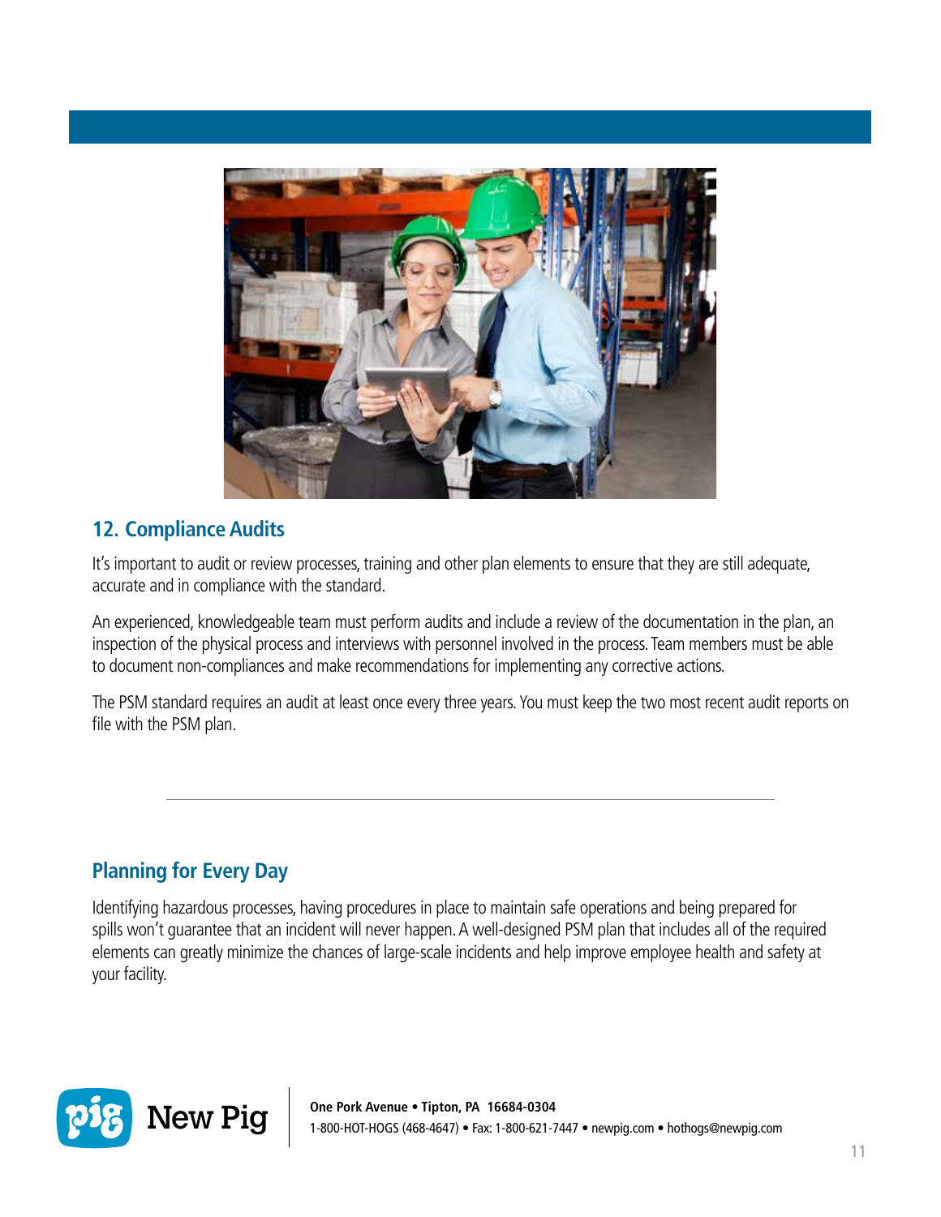## 12. Compliance Audits

It's important to audit or review processes, training and other plan elements to ensure that they are still adequate, accurate and in compliance with the standard.

An experienced, knowledgeable team must perform audits and include a review of the documentation in the plan, an inspection of the physical process and interviews with personnel involved in the process. Team members must be able to document non-compliances and make recommendations for implementing any corrective actions.

The PSM standard requires an audit at least once every three years. You must keep the two most recent audit reports on file with the PSM plan.

---

## Planning for Every Day

Identifying hazardous processes, having procedures in place to maintain safe operations and being prepared for spills won't guarantee that an incident will never happen. A well-designed PSM plan that includes all of the required elements can greatly minimize the chances of large-scale incidents and help improve employee health and safety at your facility.

New Pig

**One Pork Avenue • Tipton, PA 16684-0304**
1-800-HOT-HOGS (468-4647) • Fax: 1-800-621-7447 • newpig.com • hothogs@newpig.com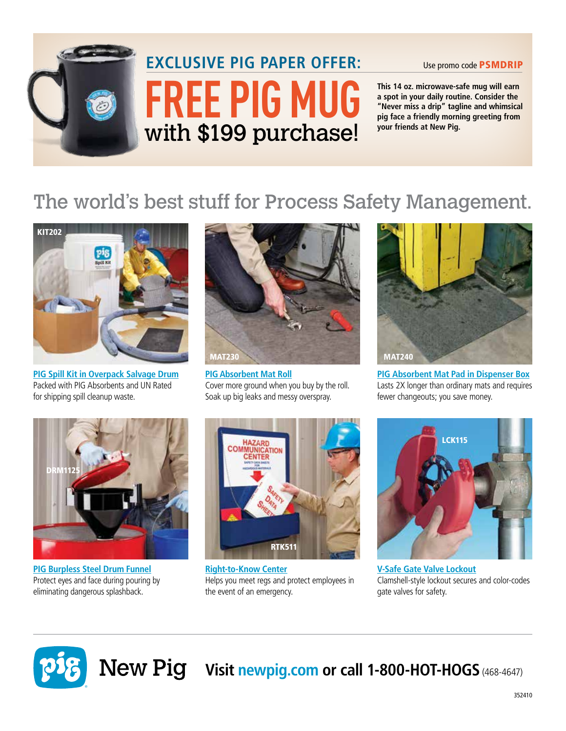## EXCLUSIVE PIG PAPER OFFER:

# FREE PIG MUG with $199 purchase!

Use promo code **PSMDRIP**

**This 14 oz. microwave-safe mug will earn a spot in your daily routine. Consider the "Never miss a drip" tagline and whimsical pig face a friendly morning greeting from your friends at New Pig.**

## The world's best stuff for Process Safety Management.

KIT202

**PIG Spill Kit in Overpack Salvage Drum**
Packed with PIG Absorbents and UN Rated for shipping spill cleanup waste.

MAT230

**PIG Absorbent Mat Roll**
Cover more ground when you buy by the roll. Soak up big leaks and messy overspray.

MAT240

**PIG Absorbent Mat Pad in Dispenser Box**
Lasts 2X longer than ordinary mats and requires fewer changeouts; you save money.

DRM1125

**PIG Burpless Steel Drum Funnel**
Protect eyes and face during pouring by eliminating dangerous splashback.

RTK511

**Right-to-Know Center**
Helps you meet regs and protect employees in the event of an emergency.

LCK115

**V-Safe Gate Valve Lockout**
Clamshell-style lockout secures and color-codes gate valves for safety.

New Pig **Visit newpig.com or call 1-800-HOT-HOGS** (468-4647)

352410